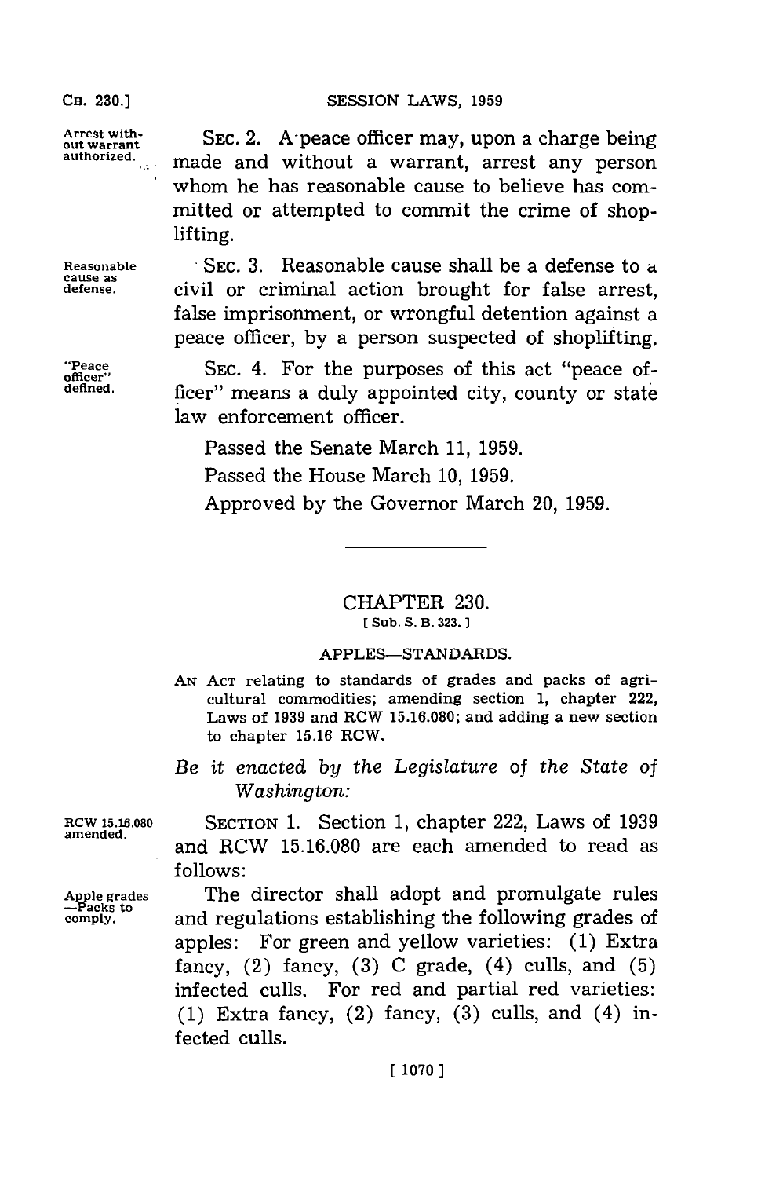**Arrest without warrant authorized.** SEC. 2. A peace officer may, upon a charge being made and without a warrant, arrest any person whom he has reasonable cause to believe has committed or attempted to commit the crime of shoplifting.

**Reasonable cause as defense.** SEC. 3. Reasonable cause shall be a defense to a civil or criminal action brought for false arrest, false imprisonment, or wrongful detention against a peace officer, by a person suspected of shoplifting.

**"Peace officer" defined.** SEC. 4. For the purposes of this act "peace officer" means a duly appointed city, county or state law enforcement officer.

Passed the Senate March 11, 1959.

Passed the House March 10, 1959.

Approved by the Governor March 20, 1959.

---

## CHAPTER 230.

[ Sub. S. B. 323. ]

### APPLES—STANDARDS.

AN ACT relating to standards of grades and packs of agricultural commodities; amending section 1, chapter 222, Laws of 1939 and RCW 15.16.080; and adding a new section to chapter 15.16 RCW.

*Be it enacted by the Legislature of the State of Washington:*

**RCW 15.16.080 amended.** SECTION 1. Section 1, chapter 222, Laws of 1939 and RCW 15.16.080 are each amended to read as follows:

**Apple grades —Packs to comply.** The director shall adopt and promulgate rules and regulations establishing the following grades of apples: For green and yellow varieties: (1) Extra fancy, (2) fancy, (3) C grade, (4) culls, and (5) infected culls. For red and partial red varieties: (1) Extra fancy, (2) fancy, (3) culls, and (4) infected culls.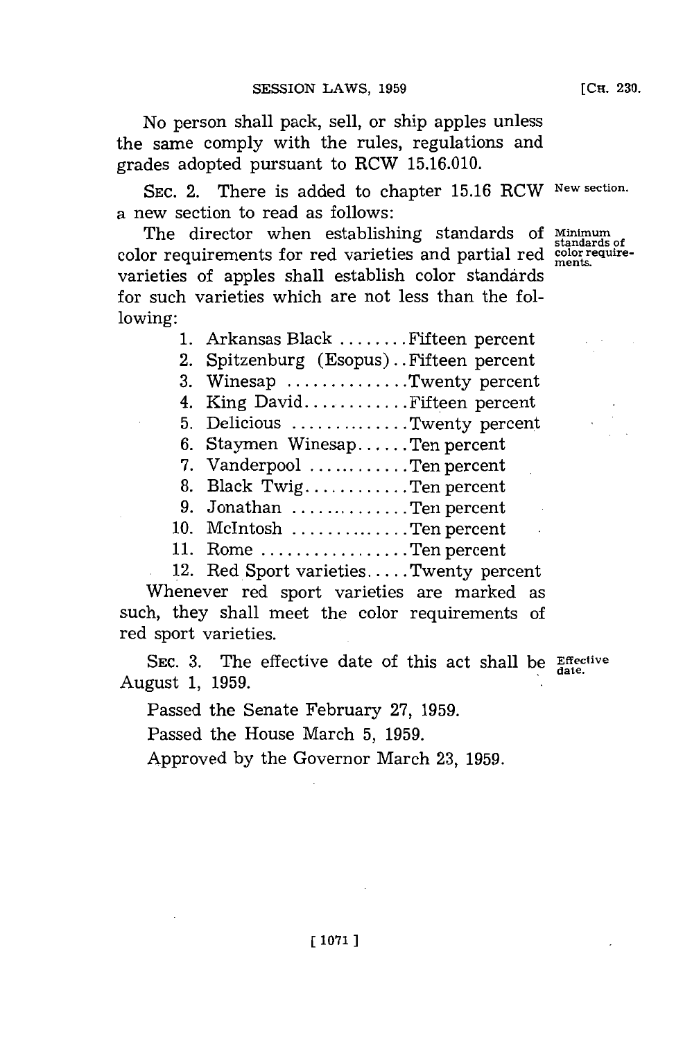No person shall pack, sell, or ship apples unless the same comply with the rules, regulations and grades adopted pursuant to RCW 15.16.010.

SEC. 2. There is added to chapter 15.16 RCW a new section to read as follows: New section.

The director when establishing standards of color requirements for red varieties and partial red varieties of apples shall establish color standards for such varieties which are not less than the following: Minimum standards of color requirements.

1. Arkansas Black ........Fifteen percent
2. Spitzenburg (Esopus)..Fifteen percent
3. Winesap ..............Twenty percent
4. King David............Fifteen percent
5. Delicious ..............Twenty percent
6. Staymen Winesap......Ten percent
7. Vanderpool ............Ten percent
8. Black Twig............Ten percent
9. Jonathan ..............Ten percent
10. McIntosh ..............Ten percent
11. Rome .................Ten percent
12. Red Sport varieties.....Twenty percent

Whenever red sport varieties are marked as such, they shall meet the color requirements of red sport varieties.

SEC. 3. The effective date of this act shall be August 1, 1959. Effective date.

Passed the Senate February 27, 1959.

Passed the House March 5, 1959.

Approved by the Governor March 23, 1959.